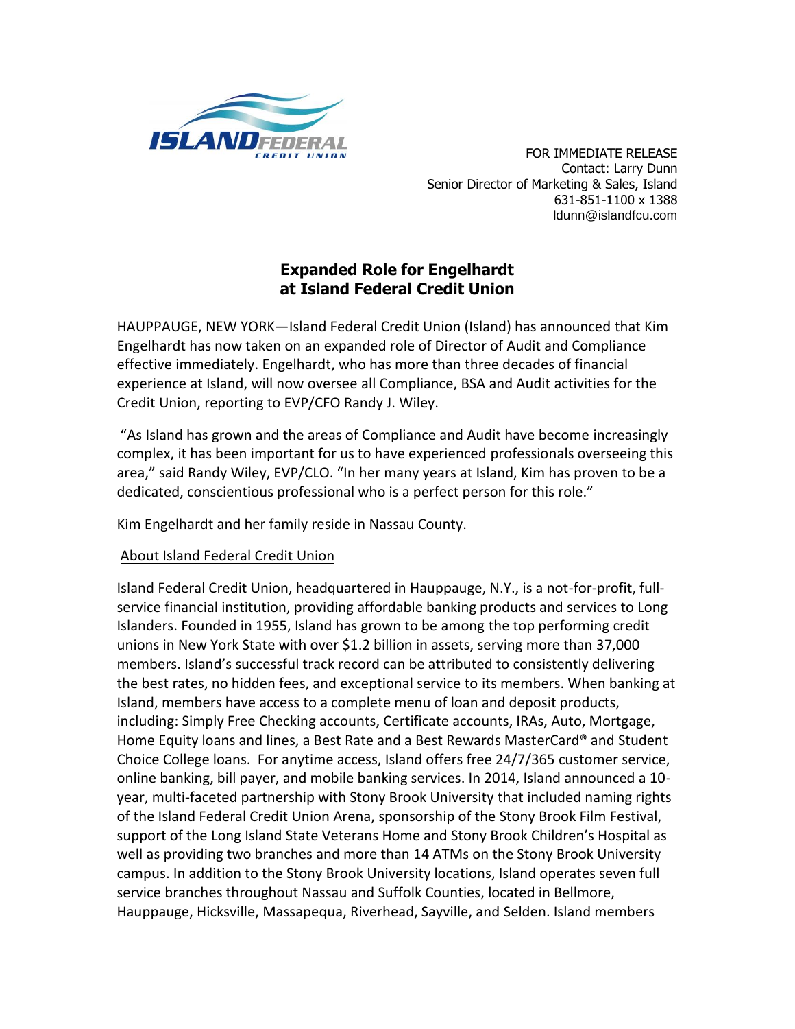FOR IMMEDIATE RELEASE
Contact: Larry Dunn
Senior Director of Marketing & Sales, Island
631-851-1100 x 1388
ldunn@islandfcu.com

# Expanded Role for Engelhardt at Island Federal Credit Union

HAUPPAUGE, NEW YORK—Island Federal Credit Union (Island) has announced that Kim Engelhardt has now taken on an expanded role of Director of Audit and Compliance effective immediately. Engelhardt, who has more than three decades of financial experience at Island, will now oversee all Compliance, BSA and Audit activities for the Credit Union, reporting to EVP/CFO Randy J. Wiley.

"As Island has grown and the areas of Compliance and Audit have become increasingly complex, it has been important for us to have experienced professionals overseeing this area," said Randy Wiley, EVP/CLO. "In her many years at Island, Kim has proven to be a dedicated, conscientious professional who is a perfect person for this role."

Kim Engelhardt and her family reside in Nassau County.

## About Island Federal Credit Union

Island Federal Credit Union, headquartered in Hauppauge, N.Y., is a not-for-profit, full-service financial institution, providing affordable banking products and services to Long Islanders. Founded in 1955, Island has grown to be among the top performing credit unions in New York State with over $1.2 billion in assets, serving more than 37,000 members. Island's successful track record can be attributed to consistently delivering the best rates, no hidden fees, and exceptional service to its members. When banking at Island, members have access to a complete menu of loan and deposit products, including: Simply Free Checking accounts, Certificate accounts, IRAs, Auto, Mortgage, Home Equity loans and lines, a Best Rate and a Best Rewards MasterCard® and Student Choice College loans. For anytime access, Island offers free 24/7/365 customer service, online banking, bill payer, and mobile banking services. In 2014, Island announced a 10-year, multi-faceted partnership with Stony Brook University that included naming rights of the Island Federal Credit Union Arena, sponsorship of the Stony Brook Film Festival, support of the Long Island State Veterans Home and Stony Brook Children's Hospital as well as providing two branches and more than 14 ATMs on the Stony Brook University campus. In addition to the Stony Brook University locations, Island operates seven full service branches throughout Nassau and Suffolk Counties, located in Bellmore, Hauppauge, Hicksville, Massapequa, Riverhead, Sayville, and Selden. Island members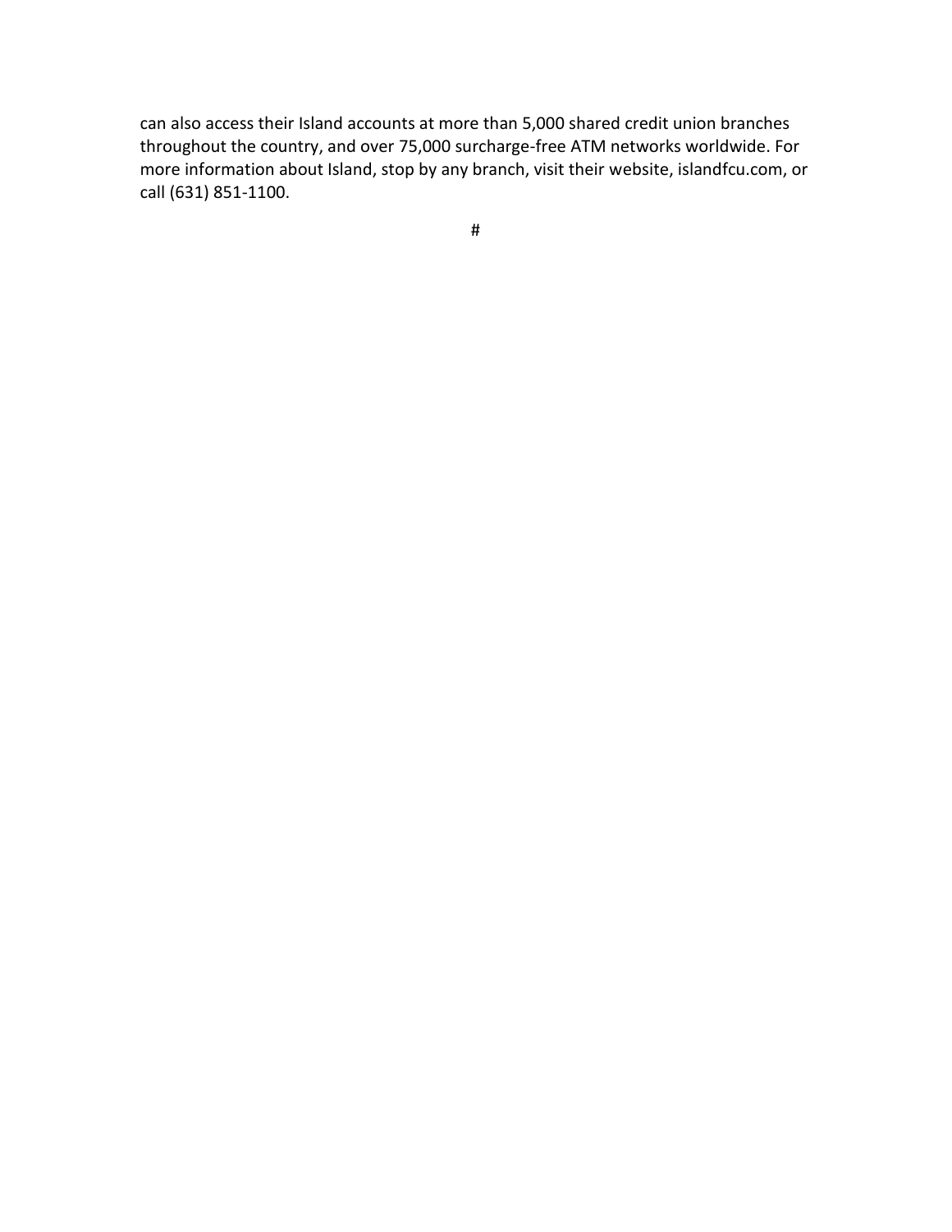can also access their Island accounts at more than 5,000 shared credit union branches throughout the country, and over 75,000 surcharge-free ATM networks worldwide. For more information about Island, stop by any branch, visit their website, islandfcu.com, or call (631) 851-1100.

#